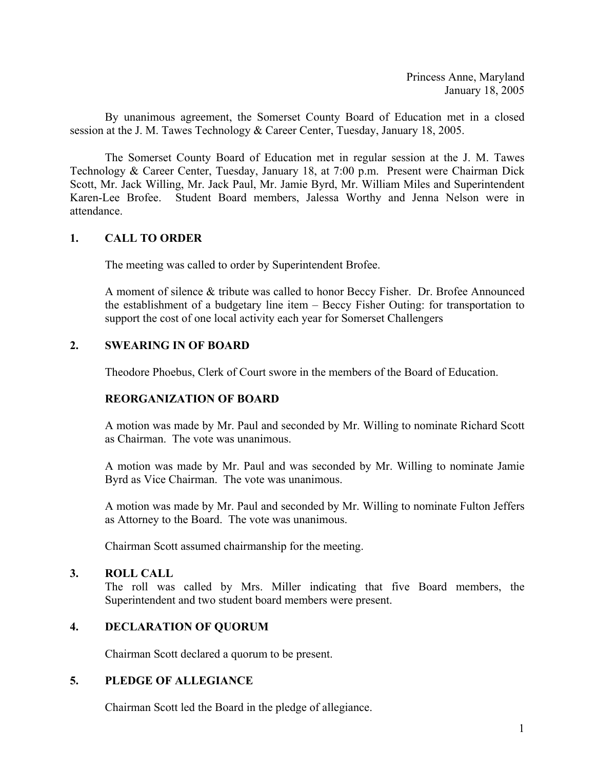Princess Anne, Maryland
January 18, 2005

By unanimous agreement, the Somerset County Board of Education met in a closed session at the J. M. Tawes Technology & Career Center, Tuesday, January 18, 2005.

The Somerset County Board of Education met in regular session at the J. M. Tawes Technology & Career Center, Tuesday, January 18, at 7:00 p.m. Present were Chairman Dick Scott, Mr. Jack Willing, Mr. Jack Paul, Mr. Jamie Byrd, Mr. William Miles and Superintendent Karen-Lee Brofee. Student Board members, Jalessa Worthy and Jenna Nelson were in attendance.

## 1. CALL TO ORDER

The meeting was called to order by Superintendent Brofee.

A moment of silence & tribute was called to honor Beccy Fisher. Dr. Brofee Announced the establishment of a budgetary line item – Beccy Fisher Outing: for transportation to support the cost of one local activity each year for Somerset Challengers

## 2. SWEARING IN OF BOARD

Theodore Phoebus, Clerk of Court swore in the members of the Board of Education.

### REORGANIZATION OF BOARD

A motion was made by Mr. Paul and seconded by Mr. Willing to nominate Richard Scott as Chairman. The vote was unanimous.

A motion was made by Mr. Paul and was seconded by Mr. Willing to nominate Jamie Byrd as Vice Chairman. The vote was unanimous.

A motion was made by Mr. Paul and seconded by Mr. Willing to nominate Fulton Jeffers as Attorney to the Board. The vote was unanimous.

Chairman Scott assumed chairmanship for the meeting.

## 3. ROLL CALL

The roll was called by Mrs. Miller indicating that five Board members, the Superintendent and two student board members were present.

## 4. DECLARATION OF QUORUM

Chairman Scott declared a quorum to be present.

## 5. PLEDGE OF ALLEGIANCE

Chairman Scott led the Board in the pledge of allegiance.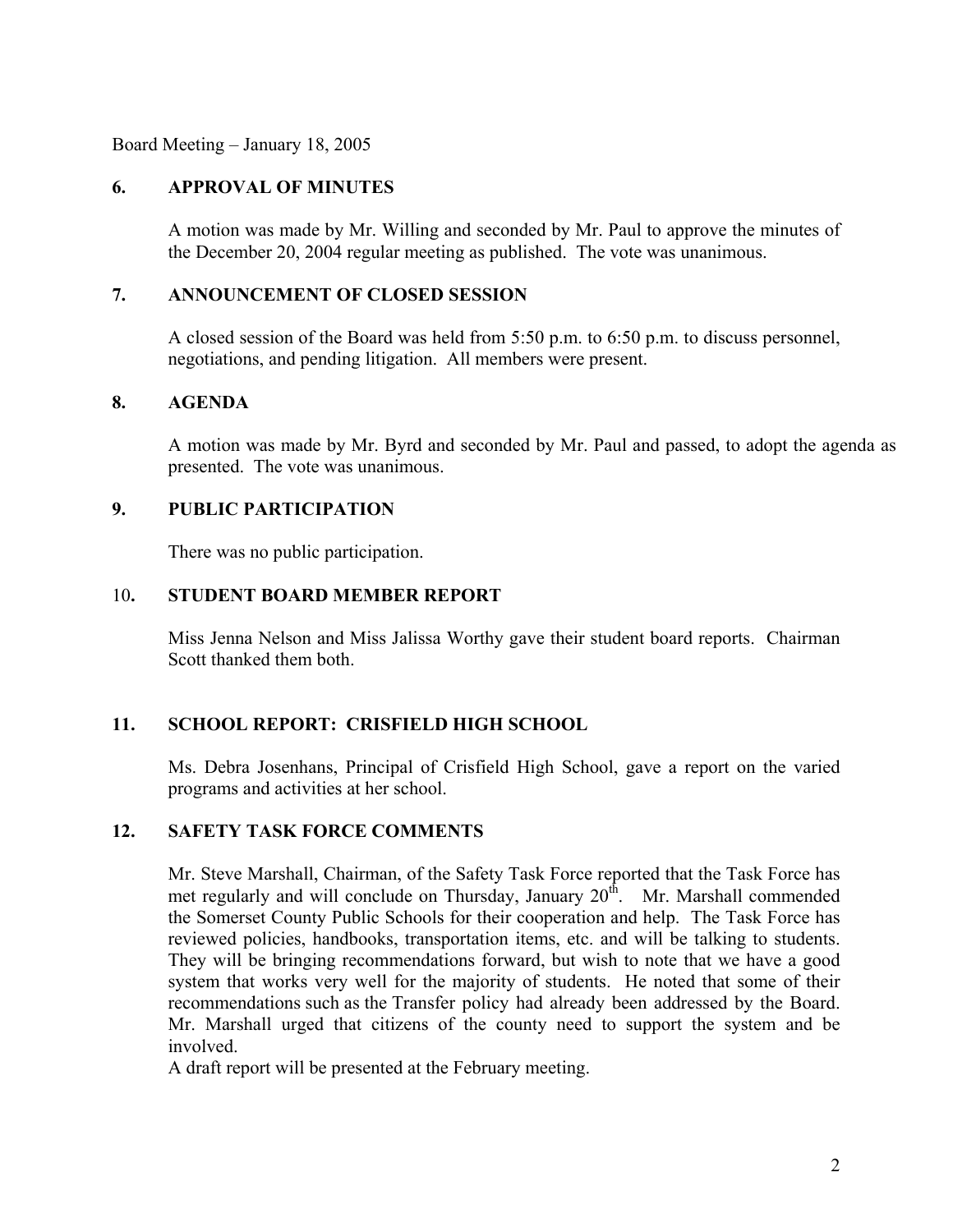Board Meeting – January 18, 2005

## 6. APPROVAL OF MINUTES

A motion was made by Mr. Willing and seconded by Mr. Paul to approve the minutes of the December 20, 2004 regular meeting as published. The vote was unanimous.

## 7. ANNOUNCEMENT OF CLOSED SESSION

A closed session of the Board was held from 5:50 p.m. to 6:50 p.m. to discuss personnel, negotiations, and pending litigation. All members were present.

## 8. AGENDA

A motion was made by Mr. Byrd and seconded by Mr. Paul and passed, to adopt the agenda as presented. The vote was unanimous.

## 9. PUBLIC PARTICIPATION

There was no public participation.

## 10. STUDENT BOARD MEMBER REPORT

Miss Jenna Nelson and Miss Jalissa Worthy gave their student board reports. Chairman Scott thanked them both.

## 11. SCHOOL REPORT: CRISFIELD HIGH SCHOOL

Ms. Debra Josenhans, Principal of Crisfield High School, gave a report on the varied programs and activities at her school.

## 12. SAFETY TASK FORCE COMMENTS

Mr. Steve Marshall, Chairman, of the Safety Task Force reported that the Task Force has met regularly and will conclude on Thursday, January 20th. Mr. Marshall commended the Somerset County Public Schools for their cooperation and help. The Task Force has reviewed policies, handbooks, transportation items, etc. and will be talking to students. They will be bringing recommendations forward, but wish to note that we have a good system that works very well for the majority of students. He noted that some of their recommendations such as the Transfer policy had already been addressed by the Board. Mr. Marshall urged that citizens of the county need to support the system and be involved.

A draft report will be presented at the February meeting.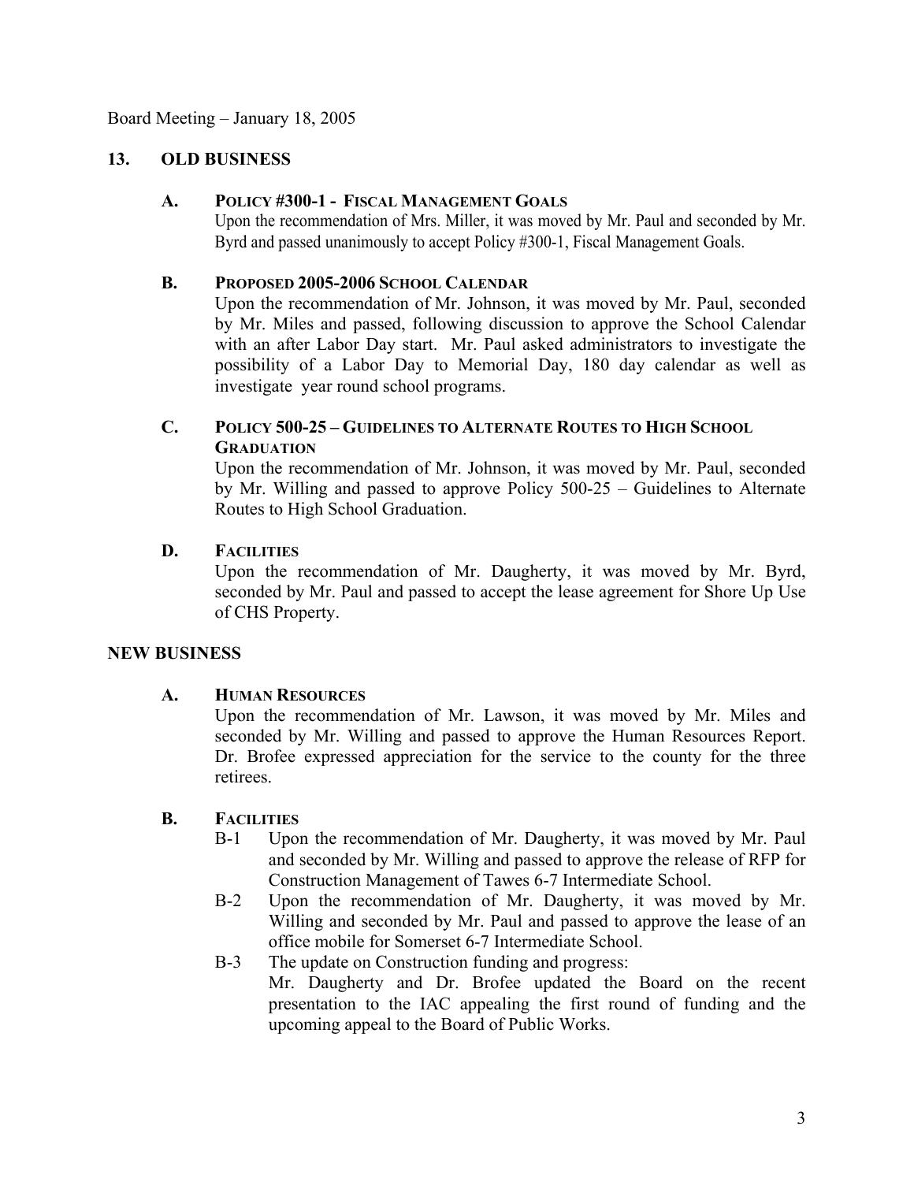Board Meeting – January 18, 2005

## 13. OLD BUSINESS

### A. POLICY #300-1 - FISCAL MANAGEMENT GOALS

Upon the recommendation of Mrs. Miller, it was moved by Mr. Paul and seconded by Mr. Byrd and passed unanimously to accept Policy #300-1, Fiscal Management Goals.

### B. PROPOSED 2005-2006 SCHOOL CALENDAR

Upon the recommendation of Mr. Johnson, it was moved by Mr. Paul, seconded by Mr. Miles and passed, following discussion to approve the School Calendar with an after Labor Day start. Mr. Paul asked administrators to investigate the possibility of a Labor Day to Memorial Day, 180 day calendar as well as investigate year round school programs.

### C. POLICY 500-25 – GUIDELINES TO ALTERNATE ROUTES TO HIGH SCHOOL GRADUATION

Upon the recommendation of Mr. Johnson, it was moved by Mr. Paul, seconded by Mr. Willing and passed to approve Policy 500-25 – Guidelines to Alternate Routes to High School Graduation.

### D. FACILITIES

Upon the recommendation of Mr. Daugherty, it was moved by Mr. Byrd, seconded by Mr. Paul and passed to accept the lease agreement for Shore Up Use of CHS Property.

## NEW BUSINESS

### A. HUMAN RESOURCES

Upon the recommendation of Mr. Lawson, it was moved by Mr. Miles and seconded by Mr. Willing and passed to approve the Human Resources Report. Dr. Brofee expressed appreciation for the service to the county for the three retirees.

### B. FACILITIES

- B-1 Upon the recommendation of Mr. Daugherty, it was moved by Mr. Paul and seconded by Mr. Willing and passed to approve the release of RFP for Construction Management of Tawes 6-7 Intermediate School.
- B-2 Upon the recommendation of Mr. Daugherty, it was moved by Mr. Willing and seconded by Mr. Paul and passed to approve the lease of an office mobile for Somerset 6-7 Intermediate School.
- B-3 The update on Construction funding and progress:
  Mr. Daugherty and Dr. Brofee updated the Board on the recent presentation to the IAC appealing the first round of funding and the upcoming appeal to the Board of Public Works.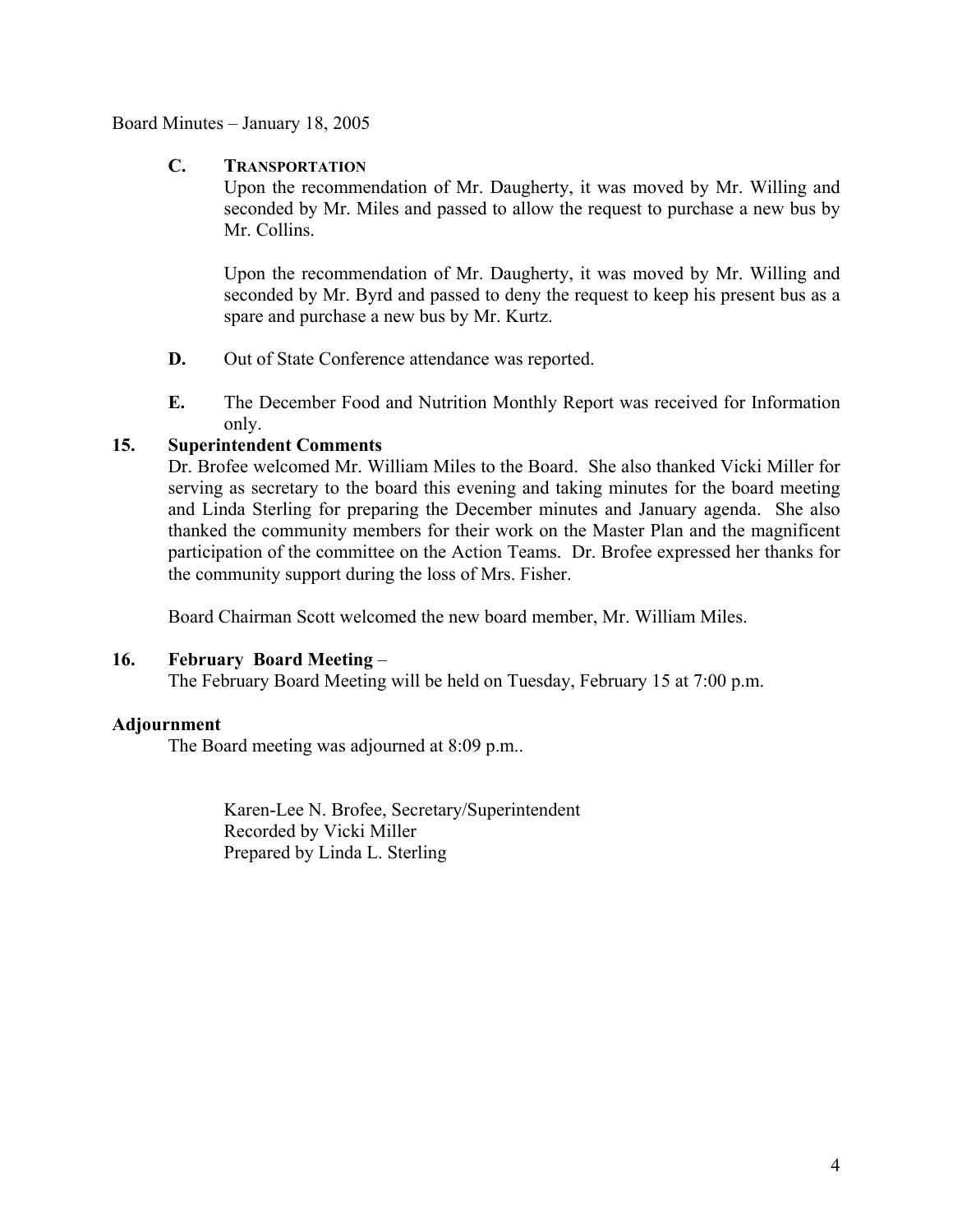**C. TRANSPORTATION**

Upon the recommendation of Mr. Daugherty, it was moved by Mr. Willing and seconded by Mr. Miles and passed to allow the request to purchase a new bus by Mr. Collins.

Upon the recommendation of Mr. Daugherty, it was moved by Mr. Willing and seconded by Mr. Byrd and passed to deny the request to keep his present bus as a spare and purchase a new bus by Mr. Kurtz.

**D.** Out of State Conference attendance was reported.

**E.** The December Food and Nutrition Monthly Report was received for Information only.

**15. Superintendent Comments**

Dr. Brofee welcomed Mr. William Miles to the Board. She also thanked Vicki Miller for serving as secretary to the board this evening and taking minutes for the board meeting and Linda Sterling for preparing the December minutes and January agenda. She also thanked the community members for their work on the Master Plan and the magnificent participation of the committee on the Action Teams. Dr. Brofee expressed her thanks for the community support during the loss of Mrs. Fisher.

Board Chairman Scott welcomed the new board member, Mr. William Miles.

**16. February Board Meeting** –

The February Board Meeting will be held on Tuesday, February 15 at 7:00 p.m.

**Adjournment**

The Board meeting was adjourned at 8:09 p.m..

Karen-Lee N. Brofee, Secretary/Superintendent
Recorded by Vicki Miller
Prepared by Linda L. Sterling